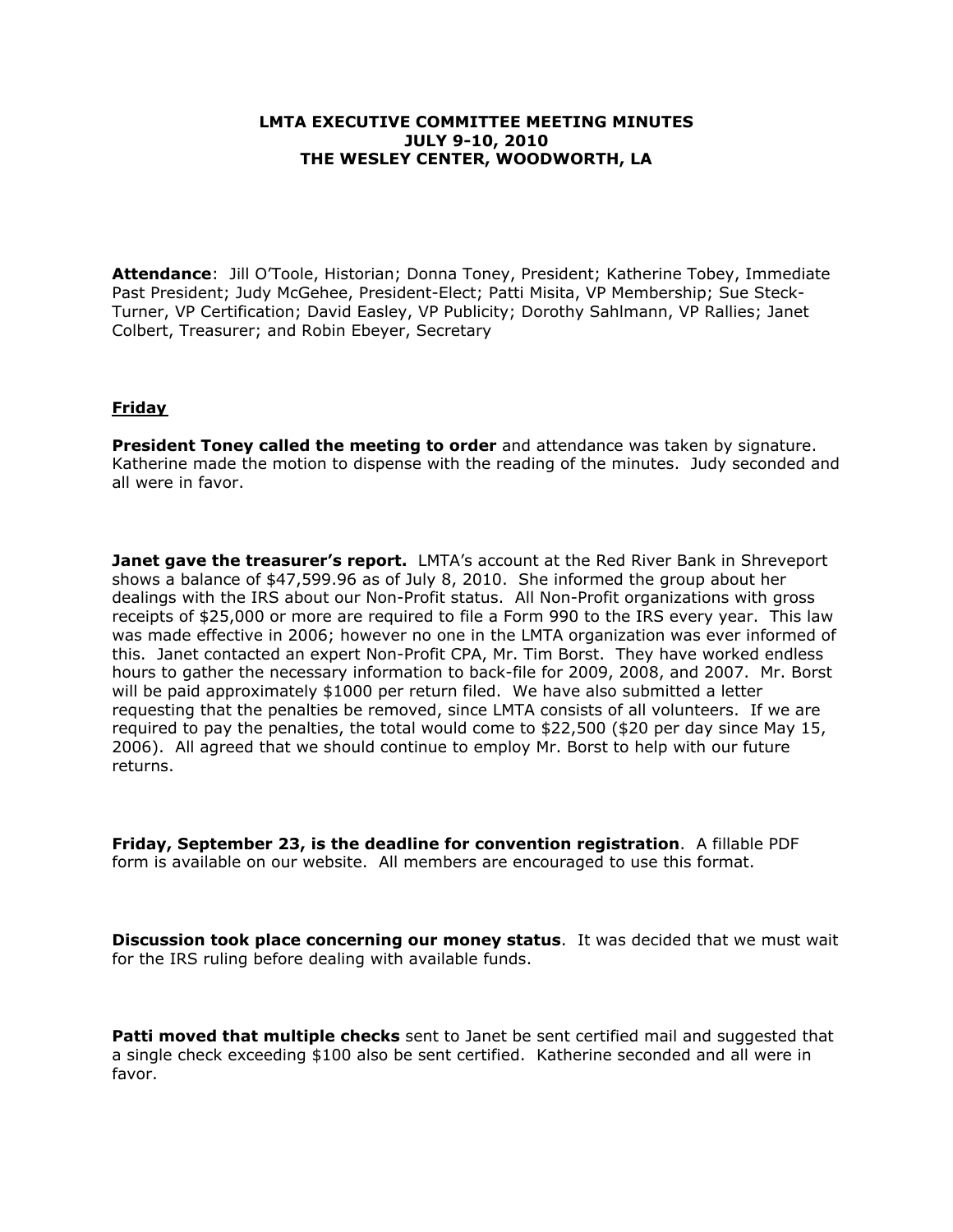# LMTA EXECUTIVE COMMITTEE MEETING MINUTES
## JULY 9-10, 2010
## THE WESLEY CENTER, WOODWORTH, LA

**Attendance**: Jill O'Toole, Historian; Donna Toney, President; Katherine Tobey, Immediate Past President; Judy McGehee, President-Elect; Patti Misita, VP Membership; Sue Steck-Turner, VP Certification; David Easley, VP Publicity; Dorothy Sahlmann, VP Rallies; Janet Colbert, Treasurer; and Robin Ebeyer, Secretary

**Friday**

**President Toney called the meeting to order** and attendance was taken by signature. Katherine made the motion to dispense with the reading of the minutes. Judy seconded and all were in favor.

**Janet gave the treasurer's report.** LMTA's account at the Red River Bank in Shreveport shows a balance of $47,599.96 as of July 8, 2010. She informed the group about her dealings with the IRS about our Non-Profit status. All Non-Profit organizations with gross receipts of $25,000 or more are required to file a Form 990 to the IRS every year. This law was made effective in 2006; however no one in the LMTA organization was ever informed of this. Janet contacted an expert Non-Profit CPA, Mr. Tim Borst. They have worked endless hours to gather the necessary information to back-file for 2009, 2008, and 2007. Mr. Borst will be paid approximately $1000 per return filed. We have also submitted a letter requesting that the penalties be removed, since LMTA consists of all volunteers. If we are required to pay the penalties, the total would come to $22,500 ($20 per day since May 15, 2006). All agreed that we should continue to employ Mr. Borst to help with our future returns.

**Friday, September 23, is the deadline for convention registration**. A fillable PDF form is available on our website. All members are encouraged to use this format.

**Discussion took place concerning our money status**. It was decided that we must wait for the IRS ruling before dealing with available funds.

**Patti moved that multiple checks** sent to Janet be sent certified mail and suggested that a single check exceeding $100 also be sent certified. Katherine seconded and all were in favor.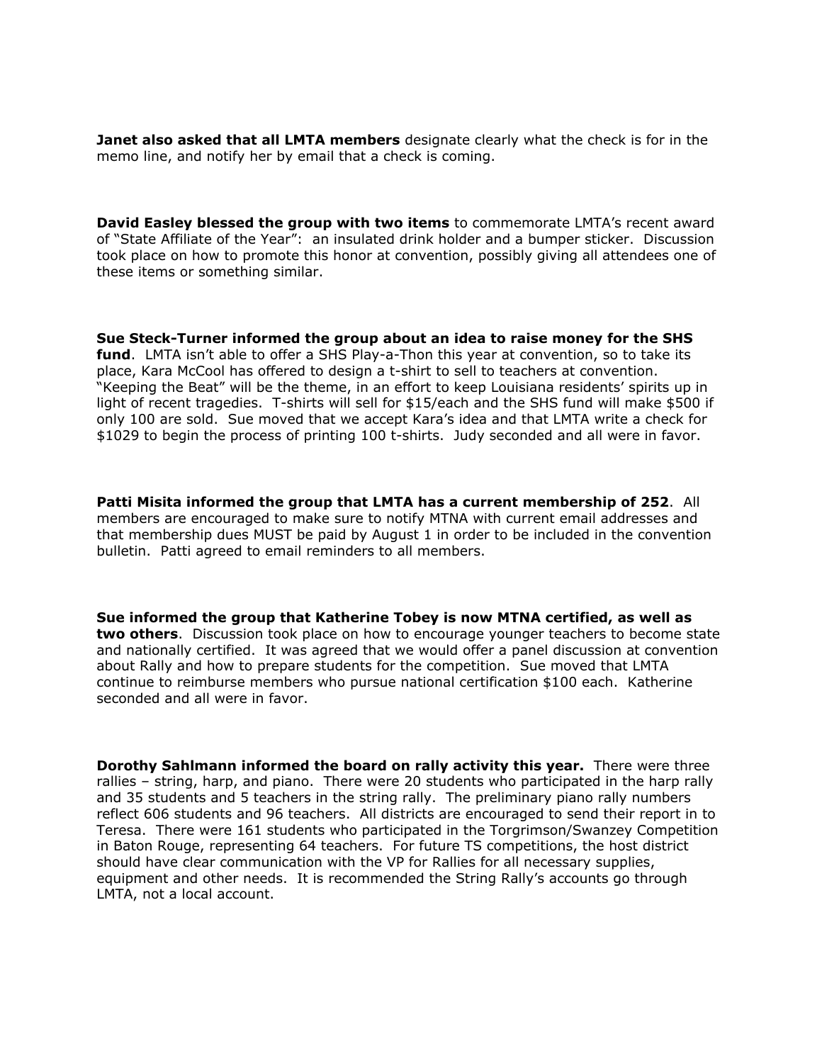**Janet also asked that all LMTA members** designate clearly what the check is for in the memo line, and notify her by email that a check is coming.

**David Easley blessed the group with two items** to commemorate LMTA's recent award of "State Affiliate of the Year": an insulated drink holder and a bumper sticker. Discussion took place on how to promote this honor at convention, possibly giving all attendees one of these items or something similar.

**Sue Steck-Turner informed the group about an idea to raise money for the SHS fund**. LMTA isn't able to offer a SHS Play-a-Thon this year at convention, so to take its place, Kara McCool has offered to design a t-shirt to sell to teachers at convention. "Keeping the Beat" will be the theme, in an effort to keep Louisiana residents' spirits up in light of recent tragedies. T-shirts will sell for $15/each and the SHS fund will make $500 if only 100 are sold. Sue moved that we accept Kara's idea and that LMTA write a check for $1029 to begin the process of printing 100 t-shirts. Judy seconded and all were in favor.

**Patti Misita informed the group that LMTA has a current membership of 252**. All members are encouraged to make sure to notify MTNA with current email addresses and that membership dues MUST be paid by August 1 in order to be included in the convention bulletin. Patti agreed to email reminders to all members.

**Sue informed the group that Katherine Tobey is now MTNA certified, as well as two others**. Discussion took place on how to encourage younger teachers to become state and nationally certified. It was agreed that we would offer a panel discussion at convention about Rally and how to prepare students for the competition. Sue moved that LMTA continue to reimburse members who pursue national certification $100 each. Katherine seconded and all were in favor.

**Dorothy Sahlmann informed the board on rally activity this year.** There were three rallies – string, harp, and piano. There were 20 students who participated in the harp rally and 35 students and 5 teachers in the string rally. The preliminary piano rally numbers reflect 606 students and 96 teachers. All districts are encouraged to send their report in to Teresa. There were 161 students who participated in the Torgrimson/Swanzey Competition in Baton Rouge, representing 64 teachers. For future TS competitions, the host district should have clear communication with the VP for Rallies for all necessary supplies, equipment and other needs. It is recommended the String Rally's accounts go through LMTA, not a local account.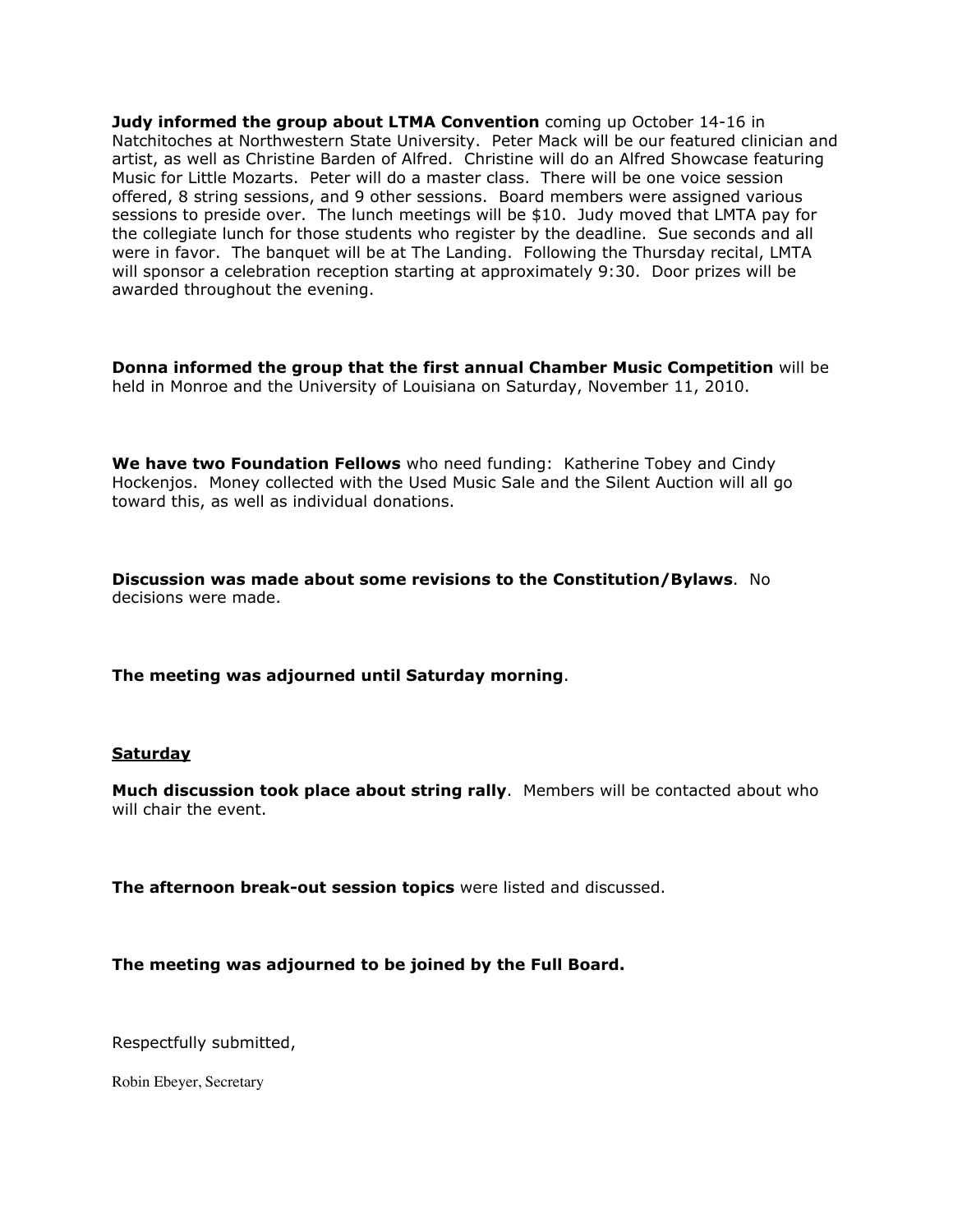**Judy informed the group about LTMA Convention** coming up October 14-16 in Natchitoches at Northwestern State University. Peter Mack will be our featured clinician and artist, as well as Christine Barden of Alfred. Christine will do an Alfred Showcase featuring Music for Little Mozarts. Peter will do a master class. There will be one voice session offered, 8 string sessions, and 9 other sessions. Board members were assigned various sessions to preside over. The lunch meetings will be $10. Judy moved that LMTA pay for the collegiate lunch for those students who register by the deadline. Sue seconds and all were in favor. The banquet will be at The Landing. Following the Thursday recital, LMTA will sponsor a celebration reception starting at approximately 9:30. Door prizes will be awarded throughout the evening.

**Donna informed the group that the first annual Chamber Music Competition** will be held in Monroe and the University of Louisiana on Saturday, November 11, 2010.

**We have two Foundation Fellows** who need funding: Katherine Tobey and Cindy Hockenjos. Money collected with the Used Music Sale and the Silent Auction will all go toward this, as well as individual donations.

**Discussion was made about some revisions to the Constitution/Bylaws**. No decisions were made.

**The meeting was adjourned until Saturday morning**.

**<u>Saturday</u>**

**Much discussion took place about string rally**. Members will be contacted about who will chair the event.

**The afternoon break-out session topics** were listed and discussed.

**The meeting was adjourned to be joined by the Full Board.**

Respectfully submitted,

Robin Ebeyer, Secretary